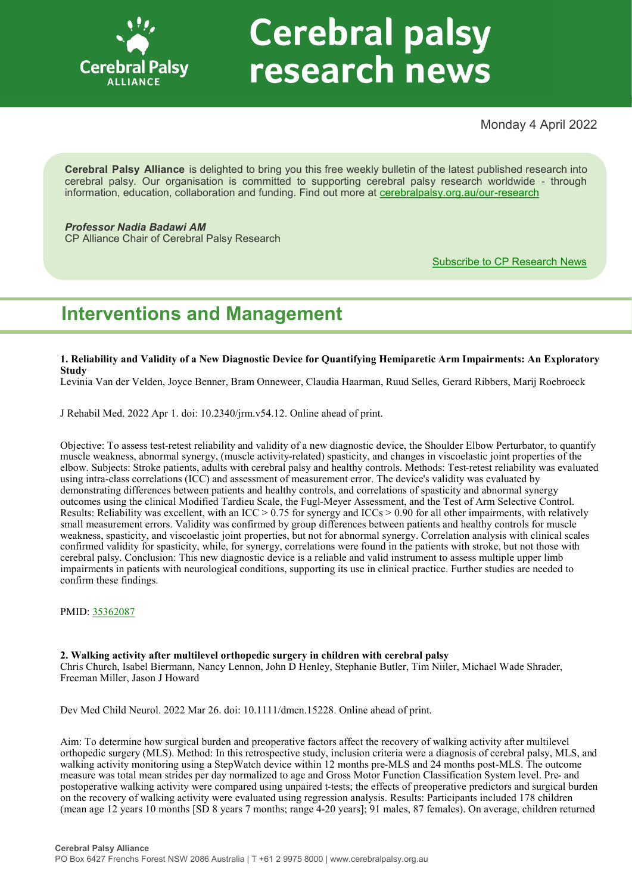# Cerebral palsy research news

Monday 4 April 2022

**Cerebral Palsy Alliance** is delighted to bring you this free weekly bulletin of the latest published research into cerebral palsy. Our organisation is committed to supporting cerebral palsy research worldwide - through information, education, collaboration and funding. Find out more at cerebralpalsy.org.au/our-research

***Professor Nadia Badawi AM***
CP Alliance Chair of Cerebral Palsy Research

Subscribe to CP Research News

## Interventions and Management

**1. Reliability and Validity of a New Diagnostic Device for Quantifying Hemiparetic Arm Impairments: An Exploratory Study**
Levinia Van der Velden, Joyce Benner, Bram Onneweer, Claudia Haarman, Ruud Selles, Gerard Ribbers, Marij Roebroeck

J Rehabil Med. 2022 Apr 1. doi: 10.2340/jrm.v54.12. Online ahead of print.

Objective: To assess test-retest reliability and validity of a new diagnostic device, the Shoulder Elbow Perturbator, to quantify muscle weakness, abnormal synergy, (muscle activity-related) spasticity, and changes in viscoelastic joint properties of the elbow. Subjects: Stroke patients, adults with cerebral palsy and healthy controls. Methods: Test-retest reliability was evaluated using intra-class correlations (ICC) and assessment of measurement error. The device's validity was evaluated by demonstrating differences between patients and healthy controls, and correlations of spasticity and abnormal synergy outcomes using the clinical Modified Tardieu Scale, the Fugl-Meyer Assessment, and the Test of Arm Selective Control. Results: Reliability was excellent, with an ICC > 0.75 for synergy and ICCs > 0.90 for all other impairments, with relatively small measurement errors. Validity was confirmed by group differences between patients and healthy controls for muscle weakness, spasticity, and viscoelastic joint properties, but not for abnormal synergy. Correlation analysis with clinical scales confirmed validity for spasticity, while, for synergy, correlations were found in the patients with stroke, but not those with cerebral palsy. Conclusion: This new diagnostic device is a reliable and valid instrument to assess multiple upper limb impairments in patients with neurological conditions, supporting its use in clinical practice. Further studies are needed to confirm these findings.

PMID: 35362087

**2. Walking activity after multilevel orthopedic surgery in children with cerebral palsy**
Chris Church, Isabel Biermann, Nancy Lennon, John D Henley, Stephanie Butler, Tim Niiler, Michael Wade Shrader, Freeman Miller, Jason J Howard

Dev Med Child Neurol. 2022 Mar 26. doi: 10.1111/dmcn.15228. Online ahead of print.

Aim: To determine how surgical burden and preoperative factors affect the recovery of walking activity after multilevel orthopedic surgery (MLS). Method: In this retrospective study, inclusion criteria were a diagnosis of cerebral palsy, MLS, and walking activity monitoring using a StepWatch device within 12 months pre-MLS and 24 months post-MLS. The outcome measure was total mean strides per day normalized to age and Gross Motor Function Classification System level. Pre- and postoperative walking activity were compared using unpaired t-tests; the effects of preoperative predictors and surgical burden on the recovery of walking activity were evaluated using regression analysis. Results: Participants included 178 children (mean age 12 years 10 months [SD 8 years 7 months; range 4-20 years]; 91 males, 87 females). On average, children returned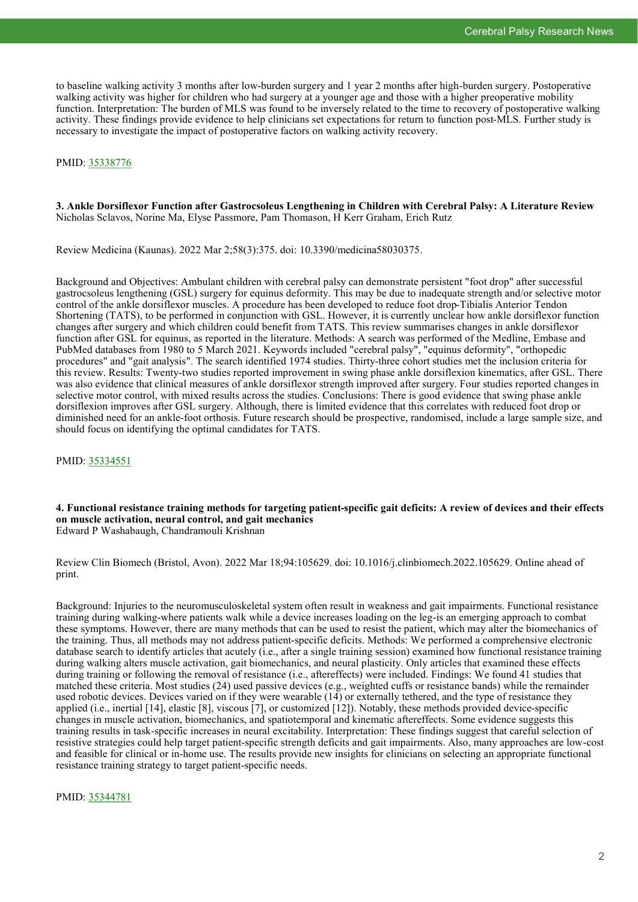to baseline walking activity 3 months after low-burden surgery and 1 year 2 months after high-burden surgery. Postoperative walking activity was higher for children who had surgery at a younger age and those with a higher preoperative mobility function. Interpretation: The burden of MLS was found to be inversely related to the time to recovery of postoperative walking activity. These findings provide evidence to help clinicians set expectations for return to function post-MLS. Further study is necessary to investigate the impact of postoperative factors on walking activity recovery.

PMID: 35338776

**3. Ankle Dorsiflexor Function after Gastrocsoleus Lengthening in Children with Cerebral Palsy: A Literature Review**
Nicholas Sclavos, Norine Ma, Elyse Passmore, Pam Thomason, H Kerr Graham, Erich Rutz

Review Medicina (Kaunas). 2022 Mar 2;58(3):375. doi: 10.3390/medicina58030375.

Background and Objectives: Ambulant children with cerebral palsy can demonstrate persistent "foot drop" after successful gastrocsoleus lengthening (GSL) surgery for equinus deformity. This may be due to inadequate strength and/or selective motor control of the ankle dorsiflexor muscles. A procedure has been developed to reduce foot drop-Tibialis Anterior Tendon Shortening (TATS), to be performed in conjunction with GSL. However, it is currently unclear how ankle dorsiflexor function changes after surgery and which children could benefit from TATS. This review summarises changes in ankle dorsiflexor function after GSL for equinus, as reported in the literature. Methods: A search was performed of the Medline, Embase and PubMed databases from 1980 to 5 March 2021. Keywords included "cerebral palsy", "equinus deformity", "orthopedic procedures" and "gait analysis". The search identified 1974 studies. Thirty-three cohort studies met the inclusion criteria for this review. Results: Twenty-two studies reported improvement in swing phase ankle dorsiflexion kinematics, after GSL. There was also evidence that clinical measures of ankle dorsiflexor strength improved after surgery. Four studies reported changes in selective motor control, with mixed results across the studies. Conclusions: There is good evidence that swing phase ankle dorsiflexion improves after GSL surgery. Although, there is limited evidence that this correlates with reduced foot drop or diminished need for an ankle-foot orthosis. Future research should be prospective, randomised, include a large sample size, and should focus on identifying the optimal candidates for TATS.

PMID: 35334551

**4. Functional resistance training methods for targeting patient-specific gait deficits: A review of devices and their effects on muscle activation, neural control, and gait mechanics**
Edward P Washabaugh, Chandramouli Krishnan

Review Clin Biomech (Bristol, Avon). 2022 Mar 18;94:105629. doi: 10.1016/j.clinbiomech.2022.105629. Online ahead of print.

Background: Injuries to the neuromusculoskeletal system often result in weakness and gait impairments. Functional resistance training during walking-where patients walk while a device increases loading on the leg-is an emerging approach to combat these symptoms. However, there are many methods that can be used to resist the patient, which may alter the biomechanics of the training. Thus, all methods may not address patient-specific deficits. Methods: We performed a comprehensive electronic database search to identify articles that acutely (i.e., after a single training session) examined how functional resistance training during walking alters muscle activation, gait biomechanics, and neural plasticity. Only articles that examined these effects during training or following the removal of resistance (i.e., aftereffects) were included. Findings: We found 41 studies that matched these criteria. Most studies (24) used passive devices (e.g., weighted cuffs or resistance bands) while the remainder used robotic devices. Devices varied on if they were wearable (14) or externally tethered, and the type of resistance they applied (i.e., inertial [14], elastic [8], viscous [7], or customized [12]). Notably, these methods provided device-specific changes in muscle activation, biomechanics, and spatiotemporal and kinematic aftereffects. Some evidence suggests this training results in task-specific increases in neural excitability. Interpretation: These findings suggest that careful selection of resistive strategies could help target patient-specific strength deficits and gait impairments. Also, many approaches are low-cost and feasible for clinical or in-home use. The results provide new insights for clinicians on selecting an appropriate functional resistance training strategy to target patient-specific needs.

PMID: 35344781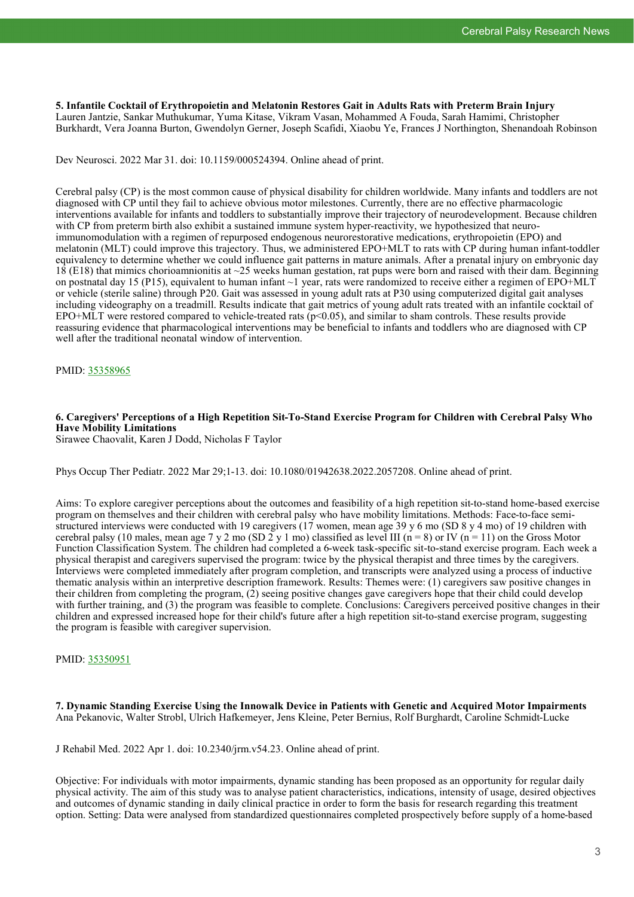**5. Infantile Cocktail of Erythropoietin and Melatonin Restores Gait in Adults Rats with Preterm Brain Injury**

Lauren Jantzie, Sankar Muthukumar, Yuma Kitase, Vikram Vasan, Mohammed A Fouda, Sarah Hamimi, Christopher Burkhardt, Vera Joanna Burton, Gwendolyn Gerner, Joseph Scafidi, Xiaobu Ye, Frances J Northington, Shenandoah Robinson

Dev Neurosci. 2022 Mar 31. doi: 10.1159/000524394. Online ahead of print.

Cerebral palsy (CP) is the most common cause of physical disability for children worldwide. Many infants and toddlers are not diagnosed with CP until they fail to achieve obvious motor milestones. Currently, there are no effective pharmacologic interventions available for infants and toddlers to substantially improve their trajectory of neurodevelopment. Because children with CP from preterm birth also exhibit a sustained immune system hyper-reactivity, we hypothesized that neuro-immunomodulation with a regimen of repurposed endogenous neurorestorative medications, erythropoietin (EPO) and melatonin (MLT) could improve this trajectory. Thus, we administered EPO+MLT to rats with CP during human infant-toddler equivalency to determine whether we could influence gait patterns in mature animals. After a prenatal injury on embryonic day 18 (E18) that mimics chorioamnionitis at ~25 weeks human gestation, rat pups were born and raised with their dam. Beginning on postnatal day 15 (P15), equivalent to human infant ~1 year, rats were randomized to receive either a regimen of EPO+MLT or vehicle (sterile saline) through P20. Gait was assessed in young adult rats at P30 using computerized digital gait analyses including videography on a treadmill. Results indicate that gait metrics of young adult rats treated with an infantile cocktail of EPO+MLT were restored compared to vehicle-treated rats ($p<0.05$), and similar to sham controls. These results provide reassuring evidence that pharmacological interventions may be beneficial to infants and toddlers who are diagnosed with CP well after the traditional neonatal window of intervention.

PMID: 35358965

**6. Caregivers' Perceptions of a High Repetition Sit-To-Stand Exercise Program for Children with Cerebral Palsy Who Have Mobility Limitations**

Sirawee Chaovalit, Karen J Dodd, Nicholas F Taylor

Phys Occup Ther Pediatr. 2022 Mar 29;1-13. doi: 10.1080/01942638.2022.2057208. Online ahead of print.

Aims: To explore caregiver perceptions about the outcomes and feasibility of a high repetition sit-to-stand home-based exercise program on themselves and their children with cerebral palsy who have mobility limitations. Methods: Face-to-face semi-structured interviews were conducted with 19 caregivers (17 women, mean age 39 y 6 mo (SD 8 y 4 mo) of 19 children with cerebral palsy (10 males, mean age 7 y 2 mo (SD 2 y 1 mo) classified as level III (n = 8) or IV (n = 11) on the Gross Motor Function Classification System. The children had completed a 6-week task-specific sit-to-stand exercise program. Each week a physical therapist and caregivers supervised the program: twice by the physical therapist and three times by the caregivers. Interviews were completed immediately after program completion, and transcripts were analyzed using a process of inductive thematic analysis within an interpretive description framework. Results: Themes were: (1) caregivers saw positive changes in their children from completing the program, (2) seeing positive changes gave caregivers hope that their child could develop with further training, and (3) the program was feasible to complete. Conclusions: Caregivers perceived positive changes in their children and expressed increased hope for their child's future after a high repetition sit-to-stand exercise program, suggesting the program is feasible with caregiver supervision.

PMID: 35350951

**7. Dynamic Standing Exercise Using the Innowalk Device in Patients with Genetic and Acquired Motor Impairments**

Ana Pekanovic, Walter Strobl, Ulrich Hafkemeyer, Jens Kleine, Peter Bernius, Rolf Burghardt, Caroline Schmidt-Lucke

J Rehabil Med. 2022 Apr 1. doi: 10.2340/jrm.v54.23. Online ahead of print.

Objective: For individuals with motor impairments, dynamic standing has been proposed as an opportunity for regular daily physical activity. The aim of this study was to analyse patient characteristics, indications, intensity of usage, desired objectives and outcomes of dynamic standing in daily clinical practice in order to form the basis for research regarding this treatment option. Setting: Data were analysed from standardized questionnaires completed prospectively before supply of a home-based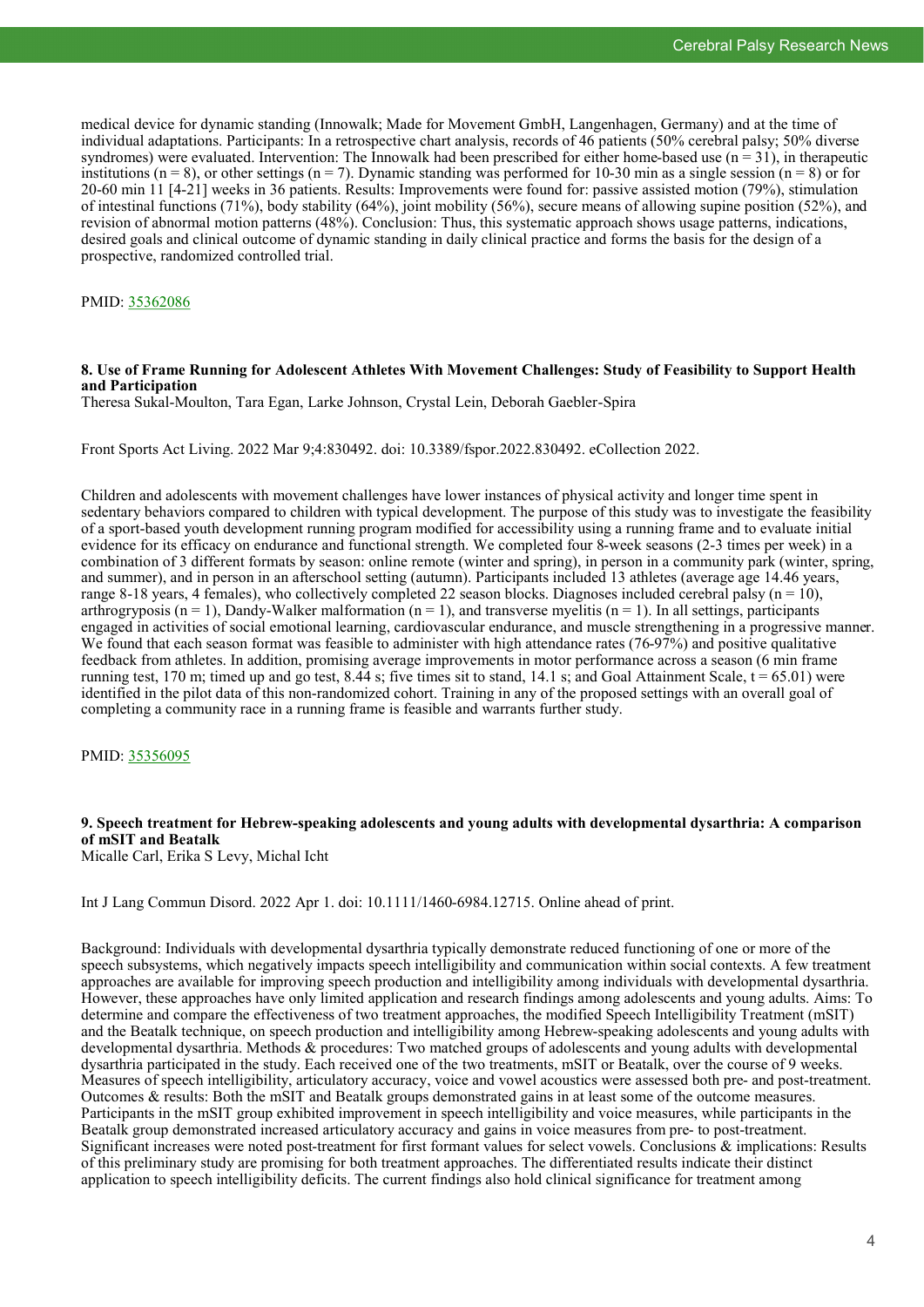medical device for dynamic standing (Innowalk; Made for Movement GmbH, Langenhagen, Germany) and at the time of individual adaptations. Participants: In a retrospective chart analysis, records of 46 patients (50% cerebral palsy; 50% diverse syndromes) were evaluated. Intervention: The Innowalk had been prescribed for either home-based use (n = 31), in therapeutic institutions (n = 8), or other settings (n = 7). Dynamic standing was performed for 10-30 min as a single session (n = 8) or for 20-60 min 11 [4-21] weeks in 36 patients. Results: Improvements were found for: passive assisted motion (79%), stimulation of intestinal functions (71%), body stability (64%), joint mobility (56%), secure means of allowing supine position (52%), and revision of abnormal motion patterns (48%). Conclusion: Thus, this systematic approach shows usage patterns, indications, desired goals and clinical outcome of dynamic standing in daily clinical practice and forms the basis for the design of a prospective, randomized controlled trial.

PMID: [35362086](https://pubmed.ncbi.nlm.nih.gov/35362086)

### 8. Use of Frame Running for Adolescent Athletes With Movement Challenges: Study of Feasibility to Support Health and Participation

Theresa Sukal-Moulton, Tara Egan, Larke Johnson, Crystal Lein, Deborah Gaebler-Spira

Front Sports Act Living. 2022 Mar 9;4:830492. doi: 10.3389/fspor.2022.830492. eCollection 2022.

Children and adolescents with movement challenges have lower instances of physical activity and longer time spent in sedentary behaviors compared to children with typical development. The purpose of this study was to investigate the feasibility of a sport-based youth development running program modified for accessibility using a running frame and to evaluate initial evidence for its efficacy on endurance and functional strength. We completed four 8-week seasons (2-3 times per week) in a combination of 3 different formats by season: online remote (winter and spring), in person in a community park (winter, spring, and summer), and in person in an afterschool setting (autumn). Participants included 13 athletes (average age 14.46 years, range 8-18 years, 4 females), who collectively completed 22 season blocks. Diagnoses included cerebral palsy (n = 10), arthrogryposis (n = 1), Dandy-Walker malformation (n = 1), and transverse myelitis (n = 1). In all settings, participants engaged in activities of social emotional learning, cardiovascular endurance, and muscle strengthening in a progressive manner. We found that each season format was feasible to administer with high attendance rates (76-97%) and positive qualitative feedback from athletes. In addition, promising average improvements in motor performance across a season (6 min frame running test, 170 m; timed up and go test, 8.44 s; five times sit to stand, 14.1 s; and Goal Attainment Scale, t = 65.01) were identified in the pilot data of this non-randomized cohort. Training in any of the proposed settings with an overall goal of completing a community race in a running frame is feasible and warrants further study.

PMID: [35356095](https://pubmed.ncbi.nlm.nih.gov/35356095)

### 9. Speech treatment for Hebrew-speaking adolescents and young adults with developmental dysarthria: A comparison of mSIT and Beatalk

Micalle Carl, Erika S Levy, Michal Icht

Int J Lang Commun Disord. 2022 Apr 1. doi: 10.1111/1460-6984.12715. Online ahead of print.

Background: Individuals with developmental dysarthria typically demonstrate reduced functioning of one or more of the speech subsystems, which negatively impacts speech intelligibility and communication within social contexts. A few treatment approaches are available for improving speech production and intelligibility among individuals with developmental dysarthria. However, these approaches have only limited application and research findings among adolescents and young adults. Aims: To determine and compare the effectiveness of two treatment approaches, the modified Speech Intelligibility Treatment (mSIT) and the Beatalk technique, on speech production and intelligibility among Hebrew-speaking adolescents and young adults with developmental dysarthria. Methods & procedures: Two matched groups of adolescents and young adults with developmental dysarthria participated in the study. Each received one of the two treatments, mSIT or Beatalk, over the course of 9 weeks. Measures of speech intelligibility, articulatory accuracy, voice and vowel acoustics were assessed both pre- and post-treatment. Outcomes & results: Both the mSIT and Beatalk groups demonstrated gains in at least some of the outcome measures. Participants in the mSIT group exhibited improvement in speech intelligibility and voice measures, while participants in the Beatalk group demonstrated increased articulatory accuracy and gains in voice measures from pre- to post-treatment. Significant increases were noted post-treatment for first formant values for select vowels. Conclusions & implications: Results of this preliminary study are promising for both treatment approaches. The differentiated results indicate their distinct application to speech intelligibility deficits. The current findings also hold clinical significance for treatment among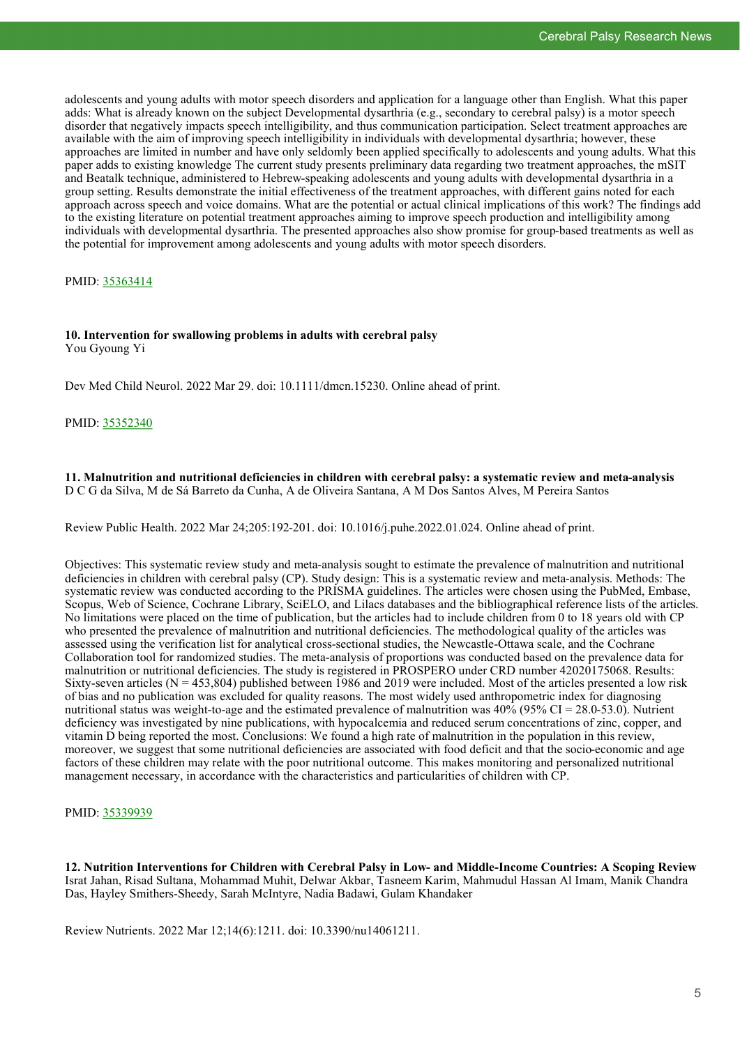adolescents and young adults with motor speech disorders and application for a language other than English. What this paper adds: What is already known on the subject Developmental dysarthria (e.g., secondary to cerebral palsy) is a motor speech disorder that negatively impacts speech intelligibility, and thus communication participation. Select treatment approaches are available with the aim of improving speech intelligibility in individuals with developmental dysarthria; however, these approaches are limited in number and have only seldomly been applied specifically to adolescents and young adults. What this paper adds to existing knowledge The current study presents preliminary data regarding two treatment approaches, the mSIT and Beatalk technique, administered to Hebrew-speaking adolescents and young adults with developmental dysarthria in a group setting. Results demonstrate the initial effectiveness of the treatment approaches, with different gains noted for each approach across speech and voice domains. What are the potential or actual clinical implications of this work? The findings add to the existing literature on potential treatment approaches aiming to improve speech production and intelligibility among individuals with developmental dysarthria. The presented approaches also show promise for group-based treatments as well as the potential for improvement among adolescents and young adults with motor speech disorders.

PMID: 35363414

**10. Intervention for swallowing problems in adults with cerebral palsy**
You Gyoung Yi

Dev Med Child Neurol. 2022 Mar 29. doi: 10.1111/dmcn.15230. Online ahead of print.

PMID: 35352340

**11. Malnutrition and nutritional deficiencies in children with cerebral palsy: a systematic review and meta-analysis**
D C G da Silva, M de Sá Barreto da Cunha, A de Oliveira Santana, A M Dos Santos Alves, M Pereira Santos

Review Public Health. 2022 Mar 24;205:192-201. doi: 10.1016/j.puhe.2022.01.024. Online ahead of print.

Objectives: This systematic review study and meta-analysis sought to estimate the prevalence of malnutrition and nutritional deficiencies in children with cerebral palsy (CP). Study design: This is a systematic review and meta-analysis. Methods: The systematic review was conducted according to the PRISMA guidelines. The articles were chosen using the PubMed, Embase, Scopus, Web of Science, Cochrane Library, SciELO, and Lilacs databases and the bibliographical reference lists of the articles. No limitations were placed on the time of publication, but the articles had to include children from 0 to 18 years old with CP who presented the prevalence of malnutrition and nutritional deficiencies. The methodological quality of the articles was assessed using the verification list for analytical cross-sectional studies, the Newcastle-Ottawa scale, and the Cochrane Collaboration tool for randomized studies. The meta-analysis of proportions was conducted based on the prevalence data for malnutrition or nutritional deficiencies. The study is registered in PROSPERO under CRD number 42020175068. Results: Sixty-seven articles (N = 453,804) published between 1986 and 2019 were included. Most of the articles presented a low risk of bias and no publication was excluded for quality reasons. The most widely used anthropometric index for diagnosing nutritional status was weight-to-age and the estimated prevalence of malnutrition was 40% (95% CI = 28.0-53.0). Nutrient deficiency was investigated by nine publications, with hypocalcemia and reduced serum concentrations of zinc, copper, and vitamin D being reported the most. Conclusions: We found a high rate of malnutrition in the population in this review, moreover, we suggest that some nutritional deficiencies are associated with food deficit and that the socio-economic and age factors of these children may relate with the poor nutritional outcome. This makes monitoring and personalized nutritional management necessary, in accordance with the characteristics and particularities of children with CP.

PMID: 35339939

**12. Nutrition Interventions for Children with Cerebral Palsy in Low- and Middle-Income Countries: A Scoping Review**
Israt Jahan, Risad Sultana, Mohammad Muhit, Delwar Akbar, Tasneem Karim, Mahmudul Hassan Al Imam, Manik Chandra Das, Hayley Smithers-Sheedy, Sarah McIntyre, Nadia Badawi, Gulam Khandaker

Review Nutrients. 2022 Mar 12;14(6):1211. doi: 10.3390/nu14061211.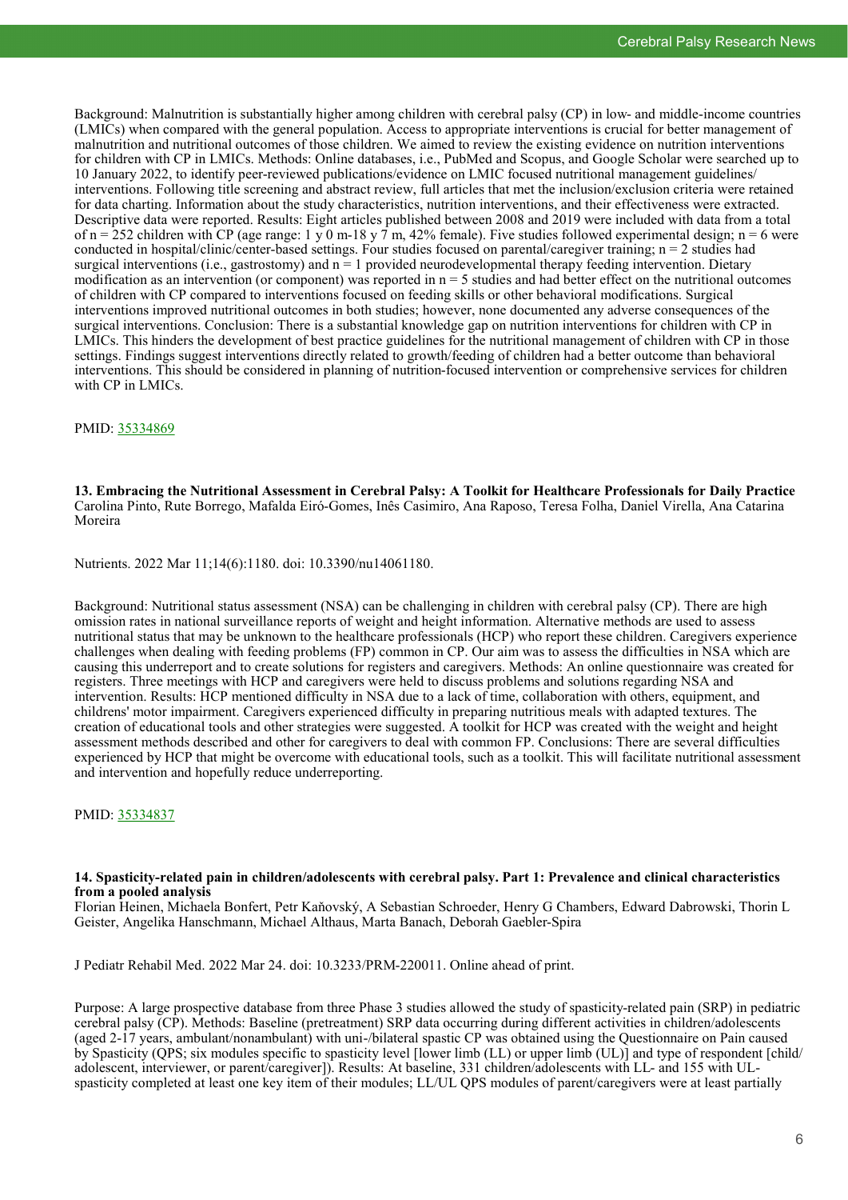Background: Malnutrition is substantially higher among children with cerebral palsy (CP) in low- and middle-income countries (LMICs) when compared with the general population. Access to appropriate interventions is crucial for better management of malnutrition and nutritional outcomes of those children. We aimed to review the existing evidence on nutrition interventions for children with CP in LMICs. Methods: Online databases, i.e., PubMed and Scopus, and Google Scholar were searched up to 10 January 2022, to identify peer-reviewed publications/evidence on LMIC focused nutritional management guidelines/ interventions. Following title screening and abstract review, full articles that met the inclusion/exclusion criteria were retained for data charting. Information about the study characteristics, nutrition interventions, and their effectiveness were extracted. Descriptive data were reported. Results: Eight articles published between 2008 and 2019 were included with data from a total of n = 252 children with CP (age range: 1 y 0 m-18 y 7 m, 42% female). Five studies followed experimental design; n = 6 were conducted in hospital/clinic/center-based settings. Four studies focused on parental/caregiver training; n = 2 studies had surgical interventions (i.e., gastrostomy) and n = 1 provided neurodevelopmental therapy feeding intervention. Dietary modification as an intervention (or component) was reported in n = 5 studies and had better effect on the nutritional outcomes of children with CP compared to interventions focused on feeding skills or other behavioral modifications. Surgical interventions improved nutritional outcomes in both studies; however, none documented any adverse consequences of the surgical interventions. Conclusion: There is a substantial knowledge gap on nutrition interventions for children with CP in LMICs. This hinders the development of best practice guidelines for the nutritional management of children with CP in those settings. Findings suggest interventions directly related to growth/feeding of children had a better outcome than behavioral interventions. This should be considered in planning of nutrition-focused intervention or comprehensive services for children with CP in LMICs.

PMID: [35334869](https://pubmed.ncbi.nlm.nih.gov/35334869)

**13. Embracing the Nutritional Assessment in Cerebral Palsy: A Toolkit for Healthcare Professionals for Daily Practice**
Carolina Pinto, Rute Borrego, Mafalda Eiró-Gomes, Inês Casimiro, Ana Raposo, Teresa Folha, Daniel Virella, Ana Catarina Moreira

Nutrients. 2022 Mar 11;14(6):1180. doi: 10.3390/nu14061180.

Background: Nutritional status assessment (NSA) can be challenging in children with cerebral palsy (CP). There are high omission rates in national surveillance reports of weight and height information. Alternative methods are used to assess nutritional status that may be unknown to the healthcare professionals (HCP) who report these children. Caregivers experience challenges when dealing with feeding problems (FP) common in CP. Our aim was to assess the difficulties in NSA which are causing this underreport and to create solutions for registers and caregivers. Methods: An online questionnaire was created for registers. Three meetings with HCP and caregivers were held to discuss problems and solutions regarding NSA and intervention. Results: HCP mentioned difficulty in NSA due to a lack of time, collaboration with others, equipment, and childrens' motor impairment. Caregivers experienced difficulty in preparing nutritious meals with adapted textures. The creation of educational tools and other strategies were suggested. A toolkit for HCP was created with the weight and height assessment methods described and other for caregivers to deal with common FP. Conclusions: There are several difficulties experienced by HCP that might be overcome with educational tools, such as a toolkit. This will facilitate nutritional assessment and intervention and hopefully reduce underreporting.

PMID: [35334837](https://pubmed.ncbi.nlm.nih.gov/35334837)

**14. Spasticity-related pain in children/adolescents with cerebral palsy. Part 1: Prevalence and clinical characteristics from a pooled analysis**
Florian Heinen, Michaela Bonfert, Petr Kaňovský, A Sebastian Schroeder, Henry G Chambers, Edward Dabrowski, Thorin L Geister, Angelika Hanschmann, Michael Althaus, Marta Banach, Deborah Gaebler-Spira

J Pediatr Rehabil Med. 2022 Mar 24. doi: 10.3233/PRM-220011. Online ahead of print.

Purpose: A large prospective database from three Phase 3 studies allowed the study of spasticity-related pain (SRP) in pediatric cerebral palsy (CP). Methods: Baseline (pretreatment) SRP data occurring during different activities in children/adolescents (aged 2-17 years, ambulant/nonambulant) with uni-/bilateral spastic CP was obtained using the Questionnaire on Pain caused by Spasticity (QPS; six modules specific to spasticity level [lower limb (LL) or upper limb (UL)] and type of respondent [child/adolescent, interviewer, or parent/caregiver]). Results: At baseline, 331 children/adolescents with LL- and 155 with UL-spasticity completed at least one key item of their modules; LL/UL QPS modules of parent/caregivers were at least partially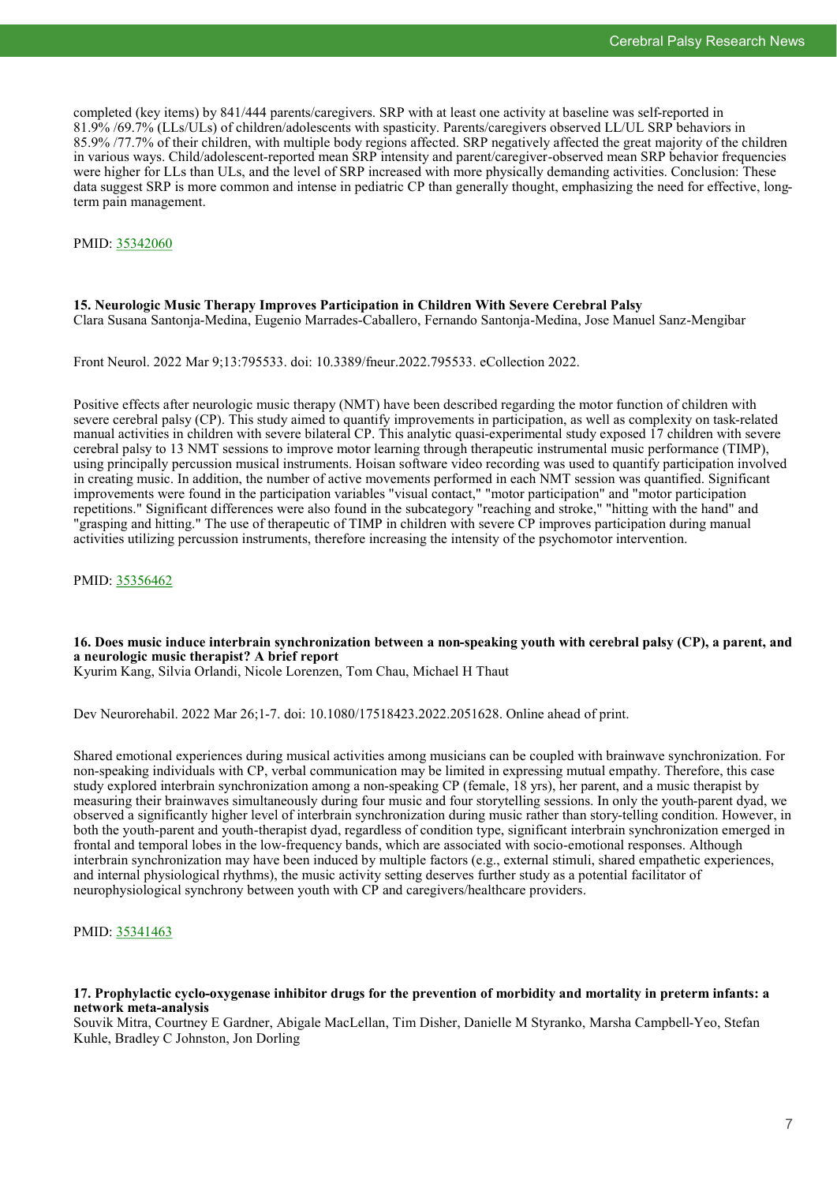completed (key items) by 841/444 parents/caregivers. SRP with at least one activity at baseline was self-reported in 81.9% /69.7% (LLs/ULs) of children/adolescents with spasticity. Parents/caregivers observed LL/UL SRP behaviors in 85.9% /77.7% of their children, with multiple body regions affected. SRP negatively affected the great majority of the children in various ways. Child/adolescent-reported mean SRP intensity and parent/caregiver-observed mean SRP behavior frequencies were higher for LLs than ULs, and the level of SRP increased with more physically demanding activities. Conclusion: These data suggest SRP is more common and intense in pediatric CP than generally thought, emphasizing the need for effective, long-term pain management.

PMID: 35342060

### 15. Neurologic Music Therapy Improves Participation in Children With Severe Cerebral Palsy

Clara Susana Santonja-Medina, Eugenio Marrades-Caballero, Fernando Santonja-Medina, Jose Manuel Sanz-Mengibar

Front Neurol. 2022 Mar 9;13:795533. doi: 10.3389/fneur.2022.795533. eCollection 2022.

Positive effects after neurologic music therapy (NMT) have been described regarding the motor function of children with severe cerebral palsy (CP). This study aimed to quantify improvements in participation, as well as complexity on task-related manual activities in children with severe bilateral CP. This analytic quasi-experimental study exposed 17 children with severe cerebral palsy to 13 NMT sessions to improve motor learning through therapeutic instrumental music performance (TIMP), using principally percussion musical instruments. Hoisan software video recording was used to quantify participation involved in creating music. In addition, the number of active movements performed in each NMT session was quantified. Significant improvements were found in the participation variables "visual contact," "motor participation" and "motor participation repetitions." Significant differences were also found in the subcategory "reaching and stroke," "hitting with the hand" and "grasping and hitting." The use of therapeutic of TIMP in children with severe CP improves participation during manual activities utilizing percussion instruments, therefore increasing the intensity of the psychomotor intervention.

PMID: 35356462

### 16. Does music induce interbrain synchronization between a non-speaking youth with cerebral palsy (CP), a parent, and a neurologic music therapist? A brief report

Kyurim Kang, Silvia Orlandi, Nicole Lorenzen, Tom Chau, Michael H Thaut

Dev Neurorehabil. 2022 Mar 26;1-7. doi: 10.1080/17518423.2022.2051628. Online ahead of print.

Shared emotional experiences during musical activities among musicians can be coupled with brainwave synchronization. For non-speaking individuals with CP, verbal communication may be limited in expressing mutual empathy. Therefore, this case study explored interbrain synchronization among a non-speaking CP (female, 18 yrs), her parent, and a music therapist by measuring their brainwaves simultaneously during four music and four storytelling sessions. In only the youth-parent dyad, we observed a significantly higher level of interbrain synchronization during music rather than story-telling condition. However, in both the youth-parent and youth-therapist dyad, regardless of condition type, significant interbrain synchronization emerged in frontal and temporal lobes in the low-frequency bands, which are associated with socio-emotional responses. Although interbrain synchronization may have been induced by multiple factors (e.g., external stimuli, shared empathetic experiences, and internal physiological rhythms), the music activity setting deserves further study as a potential facilitator of neurophysiological synchrony between youth with CP and caregivers/healthcare providers.

PMID: 35341463

### 17. Prophylactic cyclo-oxygenase inhibitor drugs for the prevention of morbidity and mortality in preterm infants: a network meta-analysis

Souvik Mitra, Courtney E Gardner, Abigale MacLellan, Tim Disher, Danielle M Styranko, Marsha Campbell-Yeo, Stefan Kuhle, Bradley C Johnston, Jon Dorling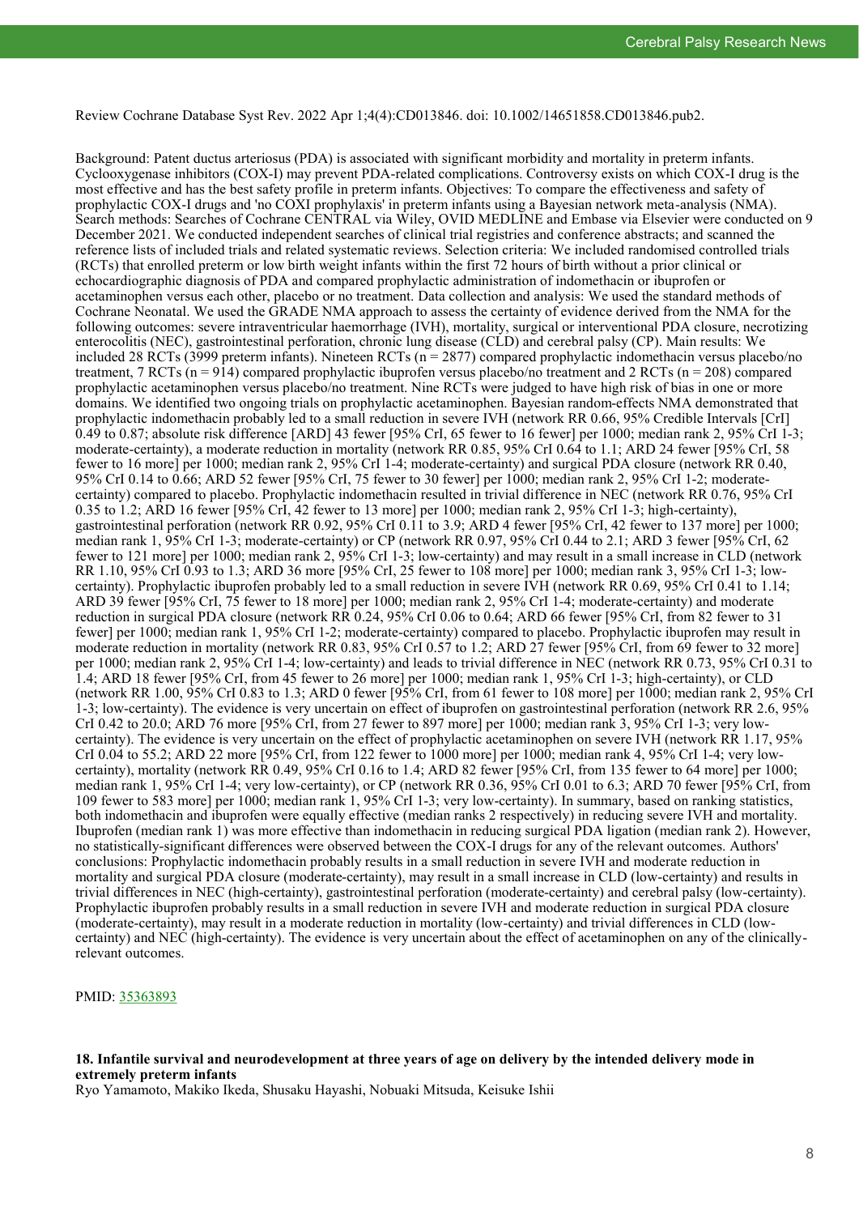Review Cochrane Database Syst Rev. 2022 Apr 1;4(4):CD013846. doi: 10.1002/14651858.CD013846.pub2.

Background: Patent ductus arteriosus (PDA) is associated with significant morbidity and mortality in preterm infants. Cyclooxygenase inhibitors (COX-I) may prevent PDA-related complications. Controversy exists on which COX-I drug is the most effective and has the best safety profile in preterm infants. Objectives: To compare the effectiveness and safety of prophylactic COX-I drugs and 'no COXI prophylaxis' in preterm infants using a Bayesian network meta-analysis (NMA). Search methods: Searches of Cochrane CENTRAL via Wiley, OVID MEDLINE and Embase via Elsevier were conducted on 9 December 2021. We conducted independent searches of clinical trial registries and conference abstracts; and scanned the reference lists of included trials and related systematic reviews. Selection criteria: We included randomised controlled trials (RCTs) that enrolled preterm or low birth weight infants within the first 72 hours of birth without a prior clinical or echocardiographic diagnosis of PDA and compared prophylactic administration of indomethacin or ibuprofen or acetaminophen versus each other, placebo or no treatment. Data collection and analysis: We used the standard methods of Cochrane Neonatal. We used the GRADE NMA approach to assess the certainty of evidence derived from the NMA for the following outcomes: severe intraventricular haemorrhage (IVH), mortality, surgical or interventional PDA closure, necrotizing enterocolitis (NEC), gastrointestinal perforation, chronic lung disease (CLD) and cerebral palsy (CP). Main results: We included 28 RCTs (3999 preterm infants). Nineteen RCTs (n = 2877) compared prophylactic indomethacin versus placebo/no treatment, 7 RCTs (n = 914) compared prophylactic ibuprofen versus placebo/no treatment and 2 RCTs (n = 208) compared prophylactic acetaminophen versus placebo/no treatment. Nine RCTs were judged to have high risk of bias in one or more domains. We identified two ongoing trials on prophylactic acetaminophen. Bayesian random-effects NMA demonstrated that prophylactic indomethacin probably led to a small reduction in severe IVH (network RR 0.66, 95% Credible Intervals [CrI] 0.49 to 0.87; absolute risk difference [ARD] 43 fewer [95% CrI, 65 fewer to 16 fewer] per 1000; median rank 2, 95% CrI 1-3; moderate-certainty), a moderate reduction in mortality (network RR 0.85, 95% CrI 0.64 to 1.1; ARD 24 fewer [95% CrI, 58 fewer to 16 more] per 1000; median rank 2, 95% CrI 1-4; moderate-certainty) and surgical PDA closure (network RR 0.40, 95% CrI 0.14 to 0.66; ARD 52 fewer [95% CrI, 75 fewer to 30 fewer] per 1000; median rank 2, 95% CrI 1-2; moderate-certainty) compared to placebo. Prophylactic indomethacin resulted in trivial difference in NEC (network RR 0.76, 95% CrI 0.35 to 1.2; ARD 16 fewer [95% CrI, 42 fewer to 13 more] per 1000; median rank 2, 95% CrI 1-3; high-certainty), gastrointestinal perforation (network RR 0.92, 95% CrI 0.11 to 3.9; ARD 4 fewer [95% CrI, 42 fewer to 137 more] per 1000; median rank 1, 95% CrI 1-3; moderate-certainty) or CP (network RR 0.97, 95% CrI 0.44 to 2.1; ARD 3 fewer [95% CrI, 62 fewer to 121 more] per 1000; median rank 2, 95% CrI 1-3; low-certainty) and may result in a small increase in CLD (network RR 1.10, 95% CrI 0.93 to 1.3; ARD 36 more [95% CrI, 25 fewer to 108 more] per 1000; median rank 3, 95% CrI 1-3; low-certainty). Prophylactic ibuprofen probably led to a small reduction in severe IVH (network RR 0.69, 95% CrI 0.41 to 1.14; ARD 39 fewer [95% CrI, 75 fewer to 18 more] per 1000; median rank 2, 95% CrI 1-4; moderate-certainty) and moderate reduction in surgical PDA closure (network RR 0.24, 95% CrI 0.06 to 0.64; ARD 66 fewer [95% CrI, from 82 fewer to 31 fewer] per 1000; median rank 1, 95% CrI 1-2; moderate-certainty) compared to placebo. Prophylactic ibuprofen may result in moderate reduction in mortality (network RR 0.83, 95% CrI 0.57 to 1.2; ARD 27 fewer [95% CrI, from 69 fewer to 32 more] per 1000; median rank 2, 95% CrI 1-4; low-certainty) and leads to trivial difference in NEC (network RR 0.73, 95% CrI 0.31 to 1.4; ARD 18 fewer [95% CrI, from 45 fewer to 26 more] per 1000; median rank 1, 95% CrI 1-3; high-certainty), or CLD (network RR 1.00, 95% CrI 0.83 to 1.3; ARD 0 fewer [95% CrI, from 61 fewer to 108 more] per 1000; median rank 2, 95% CrI 1-3; low-certainty). The evidence is very uncertain on effect of ibuprofen on gastrointestinal perforation (network RR 2.6, 95% CrI 0.42 to 20.0; ARD 76 more [95% CrI, from 27 fewer to 897 more] per 1000; median rank 3, 95% CrI 1-3; very low-certainty). The evidence is very uncertain on the effect of prophylactic acetaminophen on severe IVH (network RR 1.17, 95% CrI 0.04 to 55.2; ARD 22 more [95% CrI, from 122 fewer to 1000 more] per 1000; median rank 4, 95% CrI 1-4; very low-certainty), mortality (network RR 0.49, 95% CrI 0.16 to 1.4; ARD 82 fewer [95% CrI, from 135 fewer to 64 more] per 1000; median rank 1, 95% CrI 1-4; very low-certainty), or CP (network RR 0.36, 95% CrI 0.01 to 6.3; ARD 70 fewer [95% CrI, from 109 fewer to 583 more] per 1000; median rank 1, 95% CrI 1-3; very low-certainty). In summary, based on ranking statistics, both indomethacin and ibuprofen were equally effective (median ranks 2 respectively) in reducing severe IVH and mortality. Ibuprofen (median rank 1) was more effective than indomethacin in reducing surgical PDA ligation (median rank 2). However, no statistically-significant differences were observed between the COX-I drugs for any of the relevant outcomes. Authors' conclusions: Prophylactic indomethacin probably results in a small reduction in severe IVH and moderate reduction in mortality and surgical PDA closure (moderate-certainty), may result in a small increase in CLD (low-certainty) and results in trivial differences in NEC (high-certainty), gastrointestinal perforation (moderate-certainty) and cerebral palsy (low-certainty). Prophylactic ibuprofen probably results in a small reduction in severe IVH and moderate reduction in surgical PDA closure (moderate-certainty), may result in a moderate reduction in mortality (low-certainty) and trivial differences in CLD (low-certainty) and NEC (high-certainty). The evidence is very uncertain about the effect of acetaminophen on any of the clinically-relevant outcomes.

PMID: 35363893

**18. Infantile survival and neurodevelopment at three years of age on delivery by the intended delivery mode in extremely preterm infants**

Ryo Yamamoto, Makiko Ikeda, Shusaku Hayashi, Nobuaki Mitsuda, Keisuke Ishii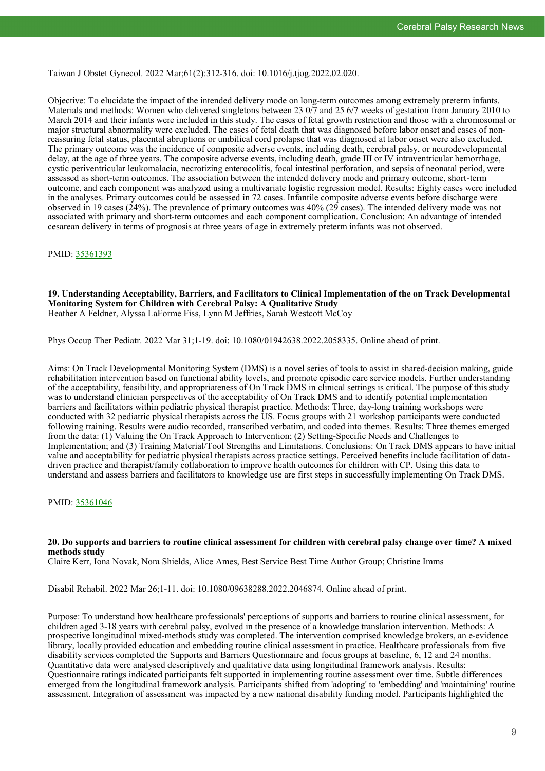Taiwan J Obstet Gynecol. 2022 Mar;61(2):312-316. doi: 10.1016/j.tjog.2022.02.020.

Objective: To elucidate the impact of the intended delivery mode on long-term outcomes among extremely preterm infants. Materials and methods: Women who delivered singletons between 23 0/7 and 25 6/7 weeks of gestation from January 2010 to March 2014 and their infants were included in this study. The cases of fetal growth restriction and those with a chromosomal or major structural abnormality were excluded. The cases of fetal death that was diagnosed before labor onset and cases of non-reassuring fetal status, placental abruptions or umbilical cord prolapse that was diagnosed at labor onset were also excluded. The primary outcome was the incidence of composite adverse events, including death, cerebral palsy, or neurodevelopmental delay, at the age of three years. The composite adverse events, including death, grade III or IV intraventricular hemorrhage, cystic periventricular leukomalacia, necrotizing enterocolitis, focal intestinal perforation, and sepsis of neonatal period, were assessed as short-term outcomes. The association between the intended delivery mode and primary outcome, short-term outcome, and each component was analyzed using a multivariate logistic regression model. Results: Eighty cases were included in the analyses. Primary outcomes could be assessed in 72 cases. Infantile composite adverse events before discharge were observed in 19 cases (24%). The prevalence of primary outcomes was 40% (29 cases). The intended delivery mode was not associated with primary and short-term outcomes and each component complication. Conclusion: An advantage of intended cesarean delivery in terms of prognosis at three years of age in extremely preterm infants was not observed.

PMID: [35361393](https://pubmed.ncbi.nlm.nih.gov/35361393)

### 19. Understanding Acceptability, Barriers, and Facilitators to Clinical Implementation of the on Track Developmental Monitoring System for Children with Cerebral Palsy: A Qualitative Study

Heather A Feldner, Alyssa LaForme Fiss, Lynn M Jeffries, Sarah Westcott McCoy

Phys Occup Ther Pediatr. 2022 Mar 31;1-19. doi: 10.1080/01942638.2022.2058335. Online ahead of print.

Aims: On Track Developmental Monitoring System (DMS) is a novel series of tools to assist in shared-decision making, guide rehabilitation intervention based on functional ability levels, and promote episodic care service models. Further understanding of the acceptability, feasibility, and appropriateness of On Track DMS in clinical settings is critical. The purpose of this study was to understand clinician perspectives of the acceptability of On Track DMS and to identify potential implementation barriers and facilitators within pediatric physical therapist practice. Methods: Three, day-long training workshops were conducted with 32 pediatric physical therapists across the US. Focus groups with 21 workshop participants were conducted following training. Results were audio recorded, transcribed verbatim, and coded into themes. Results: Three themes emerged from the data: (1) Valuing the On Track Approach to Intervention; (2) Setting-Specific Needs and Challenges to Implementation; and (3) Training Material/Tool Strengths and Limitations. Conclusions: On Track DMS appears to have initial value and acceptability for pediatric physical therapists across practice settings. Perceived benefits include facilitation of data-driven practice and therapist/family collaboration to improve health outcomes for children with CP. Using this data to understand and assess barriers and facilitators to knowledge use are first steps in successfully implementing On Track DMS.

PMID: [35361046](https://pubmed.ncbi.nlm.nih.gov/35361046)

### 20. Do supports and barriers to routine clinical assessment for children with cerebral palsy change over time? A mixed methods study

Claire Kerr, Iona Novak, Nora Shields, Alice Ames, Best Service Best Time Author Group; Christine Imms

Disabil Rehabil. 2022 Mar 26;1-11. doi: 10.1080/09638288.2022.2046874. Online ahead of print.

Purpose: To understand how healthcare professionals' perceptions of supports and barriers to routine clinical assessment, for children aged 3-18 years with cerebral palsy, evolved in the presence of a knowledge translation intervention. Methods: A prospective longitudinal mixed-methods study was completed. The intervention comprised knowledge brokers, an e-evidence library, locally provided education and embedding routine clinical assessment in practice. Healthcare professionals from five disability services completed the Supports and Barriers Questionnaire and focus groups at baseline, 6, 12 and 24 months. Quantitative data were analysed descriptively and qualitative data using longitudinal framework analysis. Results: Questionnaire ratings indicated participants felt supported in implementing routine assessment over time. Subtle differences emerged from the longitudinal framework analysis. Participants shifted from 'adopting' to 'embedding' and 'maintaining' routine assessment. Integration of assessment was impacted by a new national disability funding model. Participants highlighted the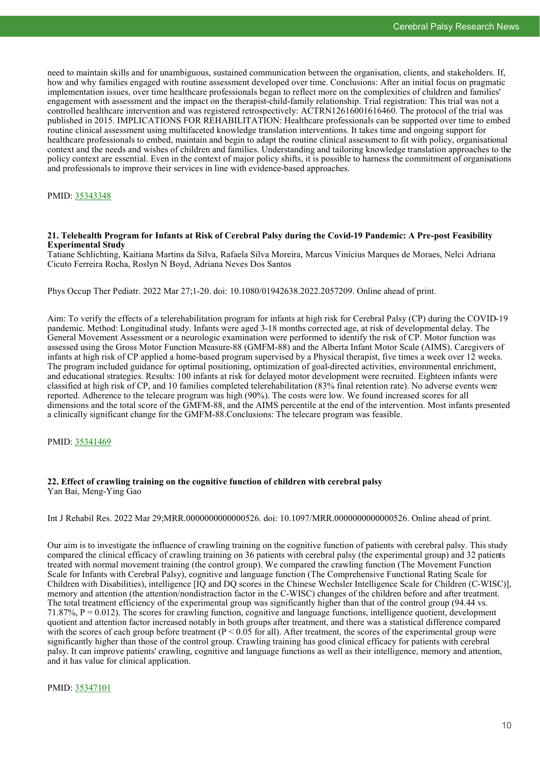need to maintain skills and for unambiguous, sustained communication between the organisation, clients, and stakeholders. If, how and why families engaged with routine assessment developed over time. Conclusions: After an initial focus on pragmatic implementation issues, over time healthcare professionals began to reflect more on the complexities of children and families' engagement with assessment and the impact on the therapist-child-family relationship. Trial registration: This trial was not a controlled healthcare intervention and was registered retrospectively: ACTRN12616001616460. The protocol of the trial was published in 2015. IMPLICATIONS FOR REHABILITATION: Healthcare professionals can be supported over time to embed routine clinical assessment using multifaceted knowledge translation interventions. It takes time and ongoing support for healthcare professionals to embed, maintain and begin to adapt the routine clinical assessment to fit with policy, organisational context and the needs and wishes of children and families. Understanding and tailoring knowledge translation approaches to the policy context are essential. Even in the context of major policy shifts, it is possible to harness the commitment of organisations and professionals to improve their services in line with evidence-based approaches.

PMID: 35343348

### 21. Telehealth Program for Infants at Risk of Cerebral Palsy during the Covid-19 Pandemic: A Pre-post Feasibility Experimental Study

Tatiane Schlichting, Kaitiana Martins da Silva, Rafaela Silva Moreira, Marcus Vinícius Marques de Moraes, Nelci Adriana Cicuto Ferreira Rocha, Roslyn N Boyd, Adriana Neves Dos Santos

Phys Occup Ther Pediatr. 2022 Mar 27;1-20. doi: 10.1080/01942638.2022.2057209. Online ahead of print.

Aim: To verify the effects of a telerehabilitation program for infants at high risk for Cerebral Palsy (CP) during the COVID-19 pandemic. Method: Longitudinal study. Infants were aged 3-18 months corrected age, at risk of developmental delay. The General Movement Assessment or a neurologic examination were performed to identify the risk of CP. Motor function was assessed using the Gross Motor Function Measure-88 (GMFM-88) and the Alberta Infant Motor Scale (AIMS). Caregivers of infants at high risk of CP applied a home-based program supervised by a Physical therapist, five times a week over 12 weeks. The program included guidance for optimal positioning, optimization of goal-directed activities, environmental enrichment, and educational strategies. Results: 100 infants at risk for delayed motor development were recruited. Eighteen infants were classified at high risk of CP, and 10 families completed telerehabilitation (83% final retention rate). No adverse events were reported. Adherence to the telecare program was high (90%). The costs were low. We found increased scores for all dimensions and the total score of the GMFM-88, and the AIMS percentile at the end of the intervention. Most infants presented a clinically significant change for the GMFM-88.Conclusions: The telecare program was feasible.

PMID: 35341469

### 22. Effect of crawling training on the cognitive function of children with cerebral palsy

Yan Bai, Meng-Ying Gao

Int J Rehabil Res. 2022 Mar 29;MRR.0000000000000526. doi: 10.1097/MRR.0000000000000526. Online ahead of print.

Our aim is to investigate the influence of crawling training on the cognitive function of patients with cerebral palsy. This study compared the clinical efficacy of crawling training on 36 patients with cerebral palsy (the experimental group) and 32 patients treated with normal movement training (the control group). We compared the crawling function (The Movement Function Scale for Infants with Cerebral Palsy), cognitive and language function (The Comprehensive Functional Rating Scale for Children with Disabilities), intelligence [IQ and DQ scores in the Chinese Wechsler Intelligence Scale for Children (C-WISC)], memory and attention (the attention/nondistraction factor in the C-WISC) changes of the children before and after treatment. The total treatment efficiency of the experimental group was significantly higher than that of the control group (94.44 vs. 71.87%, $P = 0.012$). The scores for crawling function, cognitive and language functions, intelligence quotient, development quotient and attention factor increased notably in both groups after treatment, and there was a statistical difference compared with the scores of each group before treatment ($P < 0.05$ for all). After treatment, the scores of the experimental group were significantly higher than those of the control group. Crawling training has good clinical efficacy for patients with cerebral palsy. It can improve patients' crawling, cognitive and language functions as well as their intelligence, memory and attention, and it has value for clinical application.

PMID: 35347101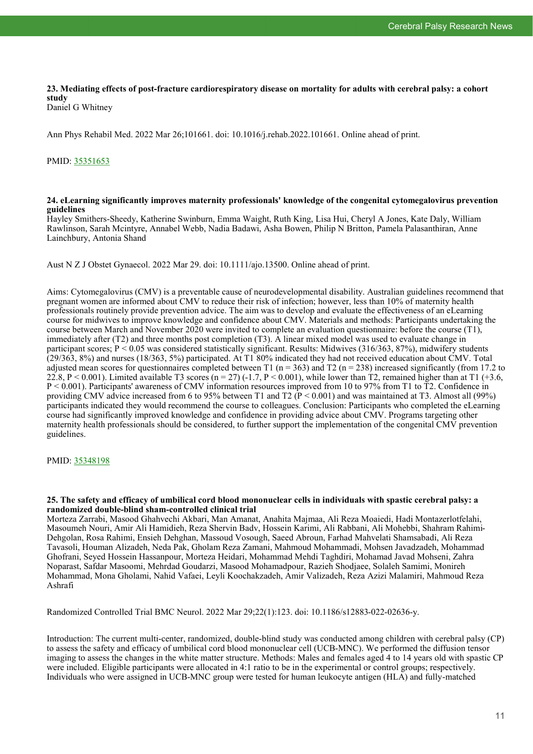### 23. Mediating effects of post-fracture cardiorespiratory disease on mortality for adults with cerebral palsy: a cohort study

Daniel G Whitney

Ann Phys Rehabil Med. 2022 Mar 26;101661. doi: 10.1016/j.rehab.2022.101661. Online ahead of print.

PMID: 35351653

### 24. eLearning significantly improves maternity professionals' knowledge of the congenital cytomegalovirus prevention guidelines

Hayley Smithers-Sheedy, Katherine Swinburn, Emma Waight, Ruth King, Lisa Hui, Cheryl A Jones, Kate Daly, William Rawlinson, Sarah Mcintyre, Annabel Webb, Nadia Badawi, Asha Bowen, Philip N Britton, Pamela Palasanthiran, Anne Lainchbury, Antonia Shand

Aust N Z J Obstet Gynaecol. 2022 Mar 29. doi: 10.1111/ajo.13500. Online ahead of print.

Aims: Cytomegalovirus (CMV) is a preventable cause of neurodevelopmental disability. Australian guidelines recommend that pregnant women are informed about CMV to reduce their risk of infection; however, less than 10% of maternity health professionals routinely provide prevention advice. The aim was to develop and evaluate the effectiveness of an eLearning course for midwives to improve knowledge and confidence about CMV. Materials and methods: Participants undertaking the course between March and November 2020 were invited to complete an evaluation questionnaire: before the course (T1), immediately after (T2) and three months post completion (T3). A linear mixed model was used to evaluate change in participant scores; $P < 0.05$ was considered statistically significant. Results: Midwives (316/363, 87%), midwifery students (29/363, 8%) and nurses (18/363, 5%) participated. At T1 80% indicated they had not received education about CMV. Total adjusted mean scores for questionnaires completed between T1 ($n = 363$) and T2 ($n = 238$) increased significantly (from 17.2 to 22.8, $P < 0.001$). Limited available T3 scores ($n = 27$) (-1.7, $P < 0.001$), while lower than T2, remained higher than at T1 (+3.6, $P < 0.001$). Participants' awareness of CMV information resources improved from 10 to 97% from T1 to T2. Confidence in providing CMV advice increased from 6 to 95% between T1 and T2 ($P < 0.001$) and was maintained at T3. Almost all (99%) participants indicated they would recommend the course to colleagues. Conclusion: Participants who completed the eLearning course had significantly improved knowledge and confidence in providing advice about CMV. Programs targeting other maternity health professionals should be considered, to further support the implementation of the congenital CMV prevention guidelines.

PMID: 35348198

### 25. The safety and efficacy of umbilical cord blood mononuclear cells in individuals with spastic cerebral palsy: a randomized double-blind sham-controlled clinical trial

Morteza Zarrabi, Masood Ghahvechi Akbari, Man Amanat, Anahita Majmaa, Ali Reza Moaiedi, Hadi Montazerlotfelahi, Masoumeh Nouri, Amir Ali Hamidieh, Reza Shervin Badv, Hossein Karimi, Ali Rabbani, Ali Mohebbi, Shahram Rahimi-Dehgolan, Rosa Rahimi, Ensieh Dehghan, Massoud Vosough, Saeed Abroun, Farhad Mahvelati Shamsabadi, Ali Reza Tavasoli, Houman Alizadeh, Neda Pak, Gholam Reza Zamani, Mahmoud Mohammadi, Mohsen Javadzadeh, Mohammad Ghofrani, Seyed Hossein Hassanpour, Morteza Heidari, Mohammad Mehdi Taghdiri, Mohamad Javad Mohseni, Zahra Noparast, Safdar Masoomi, Mehrdad Goudarzi, Masood Mohamadpour, Razieh Shodjaee, Solaleh Samimi, Monireh Mohammad, Mona Gholami, Nahid Vafaei, Leyli Koochakzadeh, Amir Valizadeh, Reza Azizi Malamiri, Mahmoud Reza Ashrafi

Randomized Controlled Trial BMC Neurol. 2022 Mar 29;22(1):123. doi: 10.1186/s12883-022-02636-y.

Introduction: The current multi-center, randomized, double-blind study was conducted among children with cerebral palsy (CP) to assess the safety and efficacy of umbilical cord blood mononuclear cell (UCB-MNC). We performed the diffusion tensor imaging to assess the changes in the white matter structure. Methods: Males and females aged 4 to 14 years old with spastic CP were included. Eligible participants were allocated in 4:1 ratio to be in the experimental or control groups; respectively. Individuals who were assigned in UCB-MNC group were tested for human leukocyte antigen (HLA) and fully-matched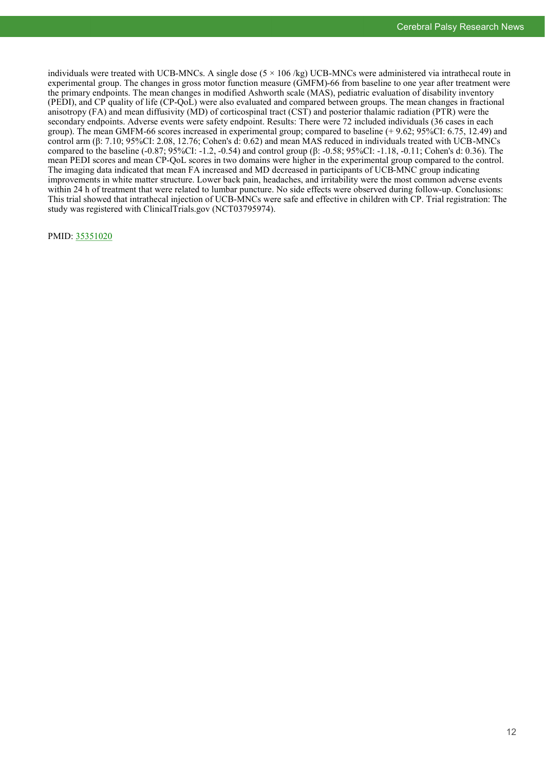individuals were treated with UCB-MNCs. A single dose (5 × 106 /kg) UCB-MNCs were administered via intrathecal route in experimental group. The changes in gross motor function measure (GMFM)-66 from baseline to one year after treatment were the primary endpoints. The mean changes in modified Ashworth scale (MAS), pediatric evaluation of disability inventory (PEDI), and CP quality of life (CP-QoL) were also evaluated and compared between groups. The mean changes in fractional anisotropy (FA) and mean diffusivity (MD) of corticospinal tract (CST) and posterior thalamic radiation (PTR) were the secondary endpoints. Adverse events were safety endpoint. Results: There were 72 included individuals (36 cases in each group). The mean GMFM-66 scores increased in experimental group; compared to baseline (+ 9.62; 95%CI: 6.75, 12.49) and control arm (β: 7.10; 95%CI: 2.08, 12.76; Cohen's d: 0.62) and mean MAS reduced in individuals treated with UCB-MNCs compared to the baseline (-0.87; 95%CI: -1.2, -0.54) and control group (β: -0.58; 95%CI: -1.18, -0.11; Cohen's d: 0.36). The mean PEDI scores and mean CP-QoL scores in two domains were higher in the experimental group compared to the control. The imaging data indicated that mean FA increased and MD decreased in participants of UCB-MNC group indicating improvements in white matter structure. Lower back pain, headaches, and irritability were the most common adverse events within 24 h of treatment that were related to lumbar puncture. No side effects were observed during follow-up. Conclusions: This trial showed that intrathecal injection of UCB-MNCs were safe and effective in children with CP. Trial registration: The study was registered with ClinicalTrials.gov (NCT03795974).

PMID: 35351020